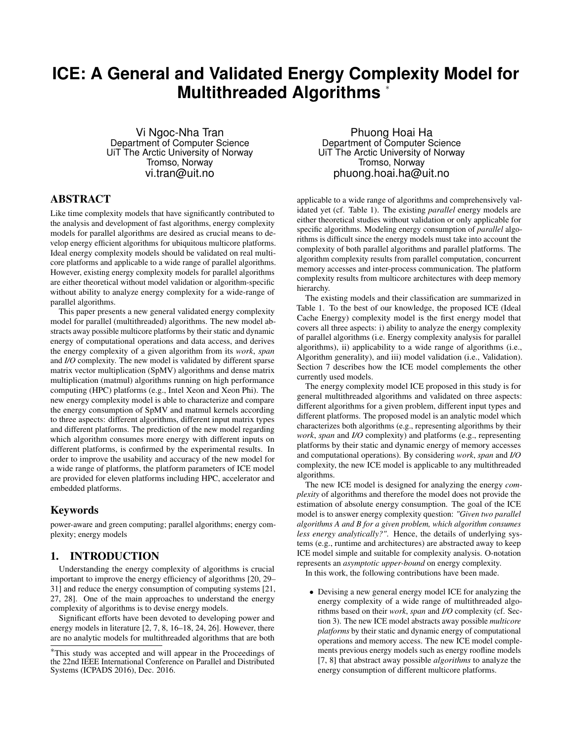# ICE: A General and Validated Energy Complexity Model for Multithreaded Algorithms [*]

Vi Ngoc-Nha Tran
Department of Computer Science
UiT The Arctic University of Norway
Tromso, Norway
vi.tran@uit.no

Phuong Hoai Ha
Department of Computer Science
UiT The Arctic University of Norway
Tromso, Norway
phuong.hoai.ha@uit.no

## ABSTRACT

Like time complexity models that have significantly contributed to the analysis and development of fast algorithms, energy complexity models for parallel algorithms are desired as crucial means to develop energy efficient algorithms for ubiquitous multicore platforms. Ideal energy complexity models should be validated on real multicore platforms and applicable to a wide range of parallel algorithms. However, existing energy complexity models for parallel algorithms are either theoretical without model validation or algorithm-specific without ability to analyze energy complexity for a wide-range of parallel algorithms.

This paper presents a new general validated energy complexity model for parallel (multithreaded) algorithms. The new model abstracts away possible multicore platforms by their static and dynamic energy of computational operations and data access, and derives the energy complexity of a given algorithm from its *work*, *span* and *I/O* complexity. The new model is validated by different sparse matrix vector multiplication (SpMV) algorithms and dense matrix multiplication (matmul) algorithms running on high performance computing (HPC) platforms (e.g., Intel Xeon and Xeon Phi). The new energy complexity model is able to characterize and compare the energy consumption of SpMV and matmul kernels according to three aspects: different algorithms, different input matrix types and different platforms. The prediction of the new model regarding which algorithm consumes more energy with different inputs on different platforms, is confirmed by the experimental results. In order to improve the usability and accuracy of the new model for a wide range of platforms, the platform parameters of ICE model are provided for eleven platforms including HPC, accelerator and embedded platforms.

## Keywords

power-aware and green computing; parallel algorithms; energy complexity; energy models

## 1. INTRODUCTION

Understanding the energy complexity of algorithms is crucial important to improve the energy efficiency of algorithms [20, 29–31] and reduce the energy consumption of computing systems [21, 27, 28]. One of the main approaches to understand the energy complexity of algorithms is to devise energy models.

Significant efforts have been devoted to developing power and energy models in literature [2, 7, 8, 16–18, 24, 26]. However, there are no analytic models for multithreaded algorithms that are both applicable to a wide range of algorithms and comprehensively validated yet (cf. Table 1). The existing *parallel* energy models are either theoretical studies without validation or only applicable for specific algorithms. Modeling energy consumption of *parallel* algorithms is difficult since the energy models must take into account the complexity of both parallel algorithms and parallel platforms. The algorithm complexity results from parallel computation, concurrent memory accesses and inter-process communication. The platform complexity results from multicore architectures with deep memory hierarchy.

The existing models and their classification are summarized in Table 1. To the best of our knowledge, the proposed ICE (Ideal Cache Energy) complexity model is the first energy model that covers all three aspects: i) ability to analyze the energy complexity of parallel algorithms (i.e. Energy complexity analysis for parallel algorithms), ii) applicability to a wide range of algorithms (i.e., Algorithm generality), and iii) model validation (i.e., Validation). Section 7 describes how the ICE model complements the other currently used models.

The energy complexity model ICE proposed in this study is for general multithreaded algorithms and validated on three aspects: different algorithms for a given problem, different input types and different platforms. The proposed model is an analytic model which characterizes both algorithms (e.g., representing algorithms by their *work*, *span* and *I/O* complexity) and platforms (e.g., representing platforms by their static and dynamic energy of memory accesses and computational operations). By considering *work*, *span* and *I/O* complexity, the new ICE model is applicable to any multithreaded algorithms.

The new ICE model is designed for analyzing the energy *complexity* of algorithms and therefore the model does not provide the estimation of absolute energy consumption. The goal of the ICE model is to answer energy complexity question: *"Given two parallel algorithms A and B for a given problem, which algorithm consumes less energy analytically?"*. Hence, the details of underlying systems (e.g., runtime and architectures) are abstracted away to keep ICE model simple and suitable for complexity analysis. O-notation represents an *asymptotic upper-bound* on energy complexity.

In this work, the following contributions have been made.

- Devising a new general energy model ICE for analyzing the energy complexity of a wide range of multithreaded algorithms based on their *work*, *span* and *I/O* complexity (cf. Section 3). The new ICE model abstracts away possible *multicore platforms* by their static and dynamic energy of computational operations and memory access. The new ICE model complements previous energy models such as energy roofline models [7, 8] that abstract away possible *algorithms* to analyze the energy consumption of different multicore platforms.

[*]This study was accepted and will appear in the Proceedings of the 22nd IEEE International Conference on Parallel and Distributed Systems (ICPADS 2016), Dec. 2016.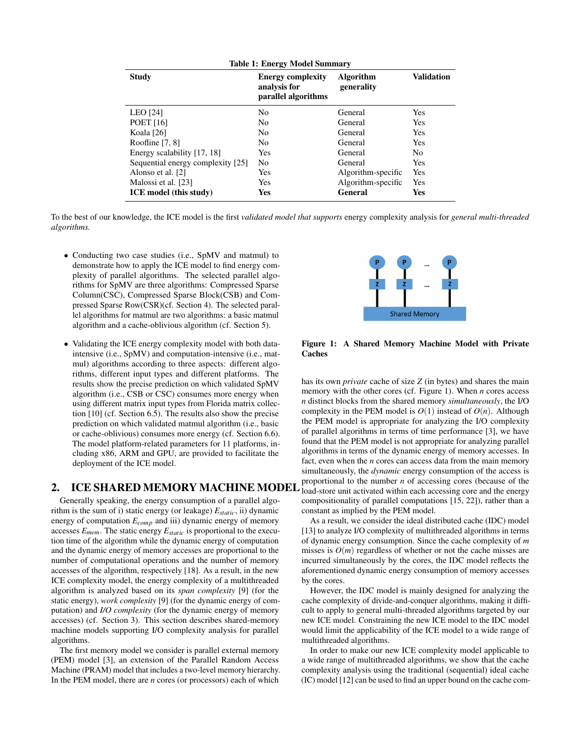**Table 1: Energy Model Summary**

| Study | Energy complexity analysis for parallel algorithms | Algorithm generality | Validation |
|---|---|---|---|
| LEO [24] | No | General | Yes |
| POET [16] | No | General | Yes |
| Koala [26] | No | General | Yes |
| Roofline [7, 8] | No | General | Yes |
| Energy scalability [17, 18] | Yes | General | No |
| Sequential energy complexity [25] | No | General | Yes |
| Alonso et al. [2] | Yes | Algorithm-specific | Yes |
| Malossi et al. [23] | Yes | Algorithm-specific | Yes |
| **ICE model (this study)** | **Yes** | **General** | **Yes** |

To the best of our knowledge, the ICE model is the first *validated model that supports* energy complexity analysis for *general multi-threaded algorithms.*

- Conducting two case studies (i.e., SpMV and matmul) to demonstrate how to apply the ICE model to find energy complexity of parallel algorithms. The selected parallel algorithms for SpMV are three algorithms: Compressed Sparse Column(CSC), Compressed Sparse Block(CSB) and Compressed Sparse Row(CSR)(cf. Section 4). The selected parallel algorithms for matmul are two algorithms: a basic matmul algorithm and a cache-oblivious algorithm (cf. Section 5).
- Validating the ICE energy complexity model with both data-intensive (i.e., SpMV) and computation-intensive (i.e., matmul) algorithms according to three aspects: different algorithms, different input types and different platforms. The results show the precise prediction on which validated SpMV algorithm (i.e., CSB or CSC) consumes more energy when using different matrix input types from Florida matrix collection [10] (cf. Section 6.5). The results also show the precise prediction on which validated matmul algorithm (i.e., basic or cache-oblivious) consumes more energy (cf. Section 6.6). The model platform-related parameters for 11 platforms, including x86, ARM and GPU, are provided to facilitate the deployment of the ICE model.

## 2. ICE SHARED MEMORY MACHINE MODEL

Generally speaking, the energy consumption of a parallel algorithm is the sum of i) static energy (or leakage) $E_{static}$, ii) dynamic energy of computation $E_{comp}$ and iii) dynamic energy of memory accesses $E_{mem}$. The static energy $E_{static}$ is proportional to the execution time of the algorithm while the dynamic energy of computation and the dynamic energy of memory accesses are proportional to the number of computational operations and the number of memory accesses of the algorithm, respectively [18]. As a result, in the new ICE complexity model, the energy complexity of a multithreaded algorithm is analyzed based on its *span complexity* [9] (for the static energy), *work complexity* [9] (for the dynamic energy of computation) and *I/O complexity* (for the dynamic energy of memory accesses) (cf. Section 3). This section describes shared-memory machine models supporting I/O complexity analysis for parallel algorithms.

The first memory model we consider is parallel external memory (PEM) model [3], an extension of the Parallel Random Access Machine (PRAM) model that includes a two-level memory hierarchy. In the PEM model, there are $n$ cores (or processors) each of which has its own *private* cache of size $Z$ (in bytes) and shares the main memory with the other cores (cf. Figure 1). When $n$ cores access $n$ distinct blocks from the shared memory *simultaneously*, the I/O complexity in the PEM model is $O(1)$ instead of $O(n)$. Although the PEM model is appropriate for analyzing the I/O complexity of parallel algorithms in terms of time performance [3], we have found that the PEM model is not appropriate for analyzing parallel algorithms in terms of the dynamic energy of memory accesses. In fact, even when the $n$ cores can access data from the main memory simultaneously, the *dynamic* energy consumption of the access is proportional to the number $n$ of accessing cores (because of the load-store unit activated within each accessing core and the energy compositionality of parallel computations [15, 22]), rather than a constant as implied by the PEM model.

**Figure 1: A Shared Memory Machine Model with Private Caches**

As a result, we consider the ideal distributed cache (IDC) model [13] to analyze I/O complexity of multithreaded algorithms in terms of dynamic energy consumption. Since the cache complexity of $m$ misses is $O(m)$ regardless of whether or not the cache misses are incurred simultaneously by the cores, the IDC model reflects the aforementioned dynamic energy consumption of memory accesses by the cores.

However, the IDC model is mainly designed for analyzing the cache complexity of divide-and-conquer algorithms, making it difficult to apply to general multi-threaded algorithms targeted by our new ICE model. Constraining the new ICE model to the IDC model would limit the applicability of the ICE model to a wide range of multithreaded algorithms.

In order to make our new ICE complexity model applicable to a wide range of multithreaded algorithms, we show that the cache complexity analysis using the traditional (sequential) ideal cache (IC) model [12] can be used to find an upper bound on the cache com-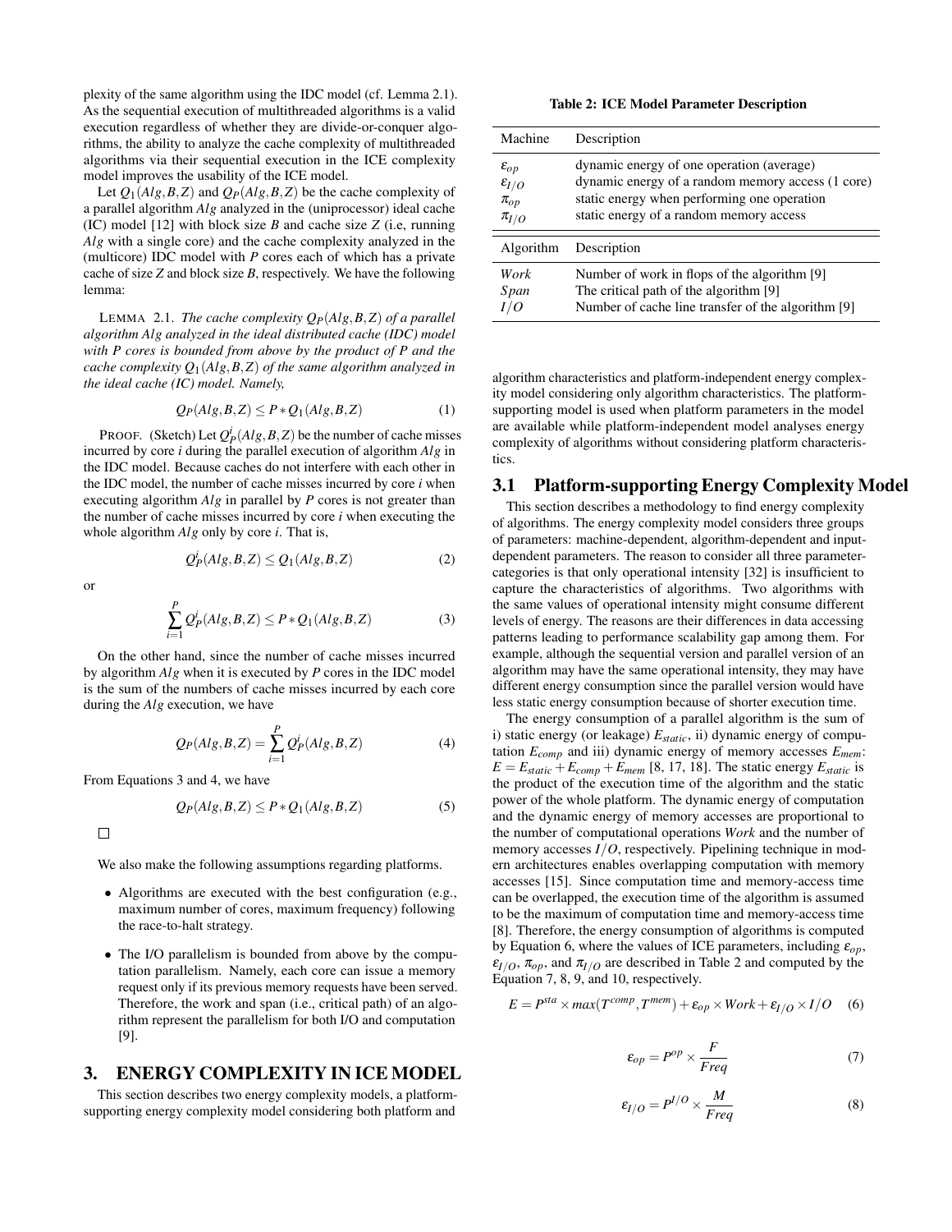plexity of the same algorithm using the IDC model (cf. Lemma 2.1). As the sequential execution of multithreaded algorithms is a valid execution regardless of whether they are divide-or-conquer algorithms, the ability to analyze the cache complexity of multithreaded algorithms via their sequential execution in the ICE complexity model improves the usability of the ICE model.

Let $Q_1(Alg,B,Z)$ and $Q_P(Alg,B,Z)$ be the cache complexity of a parallel algorithm *Alg* analyzed in the (uniprocessor) ideal cache (IC) model [12] with block size *B* and cache size *Z* (i.e, running *Alg* with a single core) and the cache complexity analyzed in the (multicore) IDC model with *P* cores each of which has a private cache of size *Z* and block size *B*, respectively. We have the following lemma:

LEMMA 2.1. *The cache complexity $Q_P(Alg,B,Z)$ of a parallel algorithm Alg analyzed in the ideal distributed cache (IDC) model with P cores is bounded from above by the product of P and the cache complexity $Q_1(Alg,B,Z)$ of the same algorithm analyzed in the ideal cache (IC) model. Namely,*

$$Q_P(Alg,B,Z) \leq P * Q_1(Alg,B,Z) \quad (1)$$

PROOF. (Sketch) Let $Q_P^i(Alg,B,Z)$ be the number of cache misses incurred by core *i* during the parallel execution of algorithm *Alg* in the IDC model. Because caches do not interfere with each other in the IDC model, the number of cache misses incurred by core *i* when executing algorithm *Alg* in parallel by *P* cores is not greater than the number of cache misses incurred by core *i* when executing the whole algorithm *Alg* only by core *i*. That is,

$$Q_P^i(Alg,B,Z) \leq Q_1(Alg,B,Z) \quad (2)$$

or

$$\sum_{i=1}^{P} Q_P^i(Alg,B,Z) \leq P * Q_1(Alg,B,Z) \quad (3)$$

On the other hand, since the number of cache misses incurred by algorithm *Alg* when it is executed by *P* cores in the IDC model is the sum of the numbers of cache misses incurred by each core during the *Alg* execution, we have

$$Q_P(Alg,B,Z) = \sum_{i=1}^{P} Q_P^i(Alg,B,Z) \quad (4)$$

From Equations 3 and 4, we have

$$Q_P(Alg,B,Z) \leq P * Q_1(Alg,B,Z) \quad (5)$$

□

We also make the following assumptions regarding platforms.

- Algorithms are executed with the best configuration (e.g., maximum number of cores, maximum frequency) following the race-to-halt strategy.
- The I/O parallelism is bounded from above by the computation parallelism. Namely, each core can issue a memory request only if its previous memory requests have been served. Therefore, the work and span (i.e., critical path) of an algorithm represent the parallelism for both I/O and computation [9].

# 3. ENERGY COMPLEXITY IN ICE MODEL

This section describes two energy complexity models, a platform-supporting energy complexity model considering both platform and algorithm characteristics and platform-independent energy complexity model considering only algorithm characteristics. The platform-supporting model is used when platform parameters in the model are available while platform-independent model analyses energy complexity of algorithms without considering platform characteristics.

**Table 2: ICE Model Parameter Description**

| Machine | Description |
|---|---|
| $\varepsilon_{op}$ | dynamic energy of one operation (average) |
| $\varepsilon_{I/O}$ | dynamic energy of a random memory access (1 core) |
| $\pi_{op}$ | static energy when performing one operation |
| $\pi_{I/O}$ | static energy of a random memory access |
| **Algorithm** | **Description** |
| *Work* | Number of work in flops of the algorithm [9] |
| *Span* | The critical path of the algorithm [9] |
| *I/O* | Number of cache line transfer of the algorithm [9] |

## 3.1 Platform-supporting Energy Complexity Model

This section describes a methodology to find energy complexity of algorithms. The energy complexity model considers three groups of parameters: machine-dependent, algorithm-dependent and input-dependent parameters. The reason to consider all three parameter-categories is that only operational intensity [32] is insufficient to capture the characteristics of algorithms. Two algorithms with the same values of operational intensity might consume different levels of energy. The reasons are their differences in data accessing patterns leading to performance scalability gap among them. For example, although the sequential version and parallel version of an algorithm may have the same operational intensity, they may have different energy consumption since the parallel version would have less static energy consumption because of shorter execution time.

The energy consumption of a parallel algorithm is the sum of i) static energy (or leakage) $E_{static}$, ii) dynamic energy of computation $E_{comp}$ and iii) dynamic energy of memory accesses $E_{mem}$: $E = E_{static} + E_{comp} + E_{mem}$ [8, 17, 18]. The static energy $E_{static}$ is the product of the execution time of the algorithm and the static power of the whole platform. The dynamic energy of computation and the dynamic energy of memory accesses are proportional to the number of computational operations *Work* and the number of memory accesses *I/O*, respectively. Pipelining technique in modern architectures enables overlapping computation with memory accesses [15]. Since computation time and memory-access time can be overlapped, the execution time of the algorithm is assumed to be the maximum of computation time and memory-access time [8]. Therefore, the energy consumption of algorithms is computed by Equation 6, where the values of ICE parameters, including $\varepsilon_{op}$, $\varepsilon_{I/O}$, $\pi_{op}$, and $\pi_{I/O}$ are described in Table 2 and computed by the Equation 7, 8, 9, and 10, respectively.

$$E = P^{sta} \times max(T^{comp}, T^{mem}) + \varepsilon_{op} \times Work + \varepsilon_{I/O} \times I/O \quad (6)$$

$$\varepsilon_{op} = P^{op} \times \frac{F}{Freq} \quad (7)$$

$$\varepsilon_{I/O} = P^{I/O} \times \frac{M}{Freq} \quad (8)$$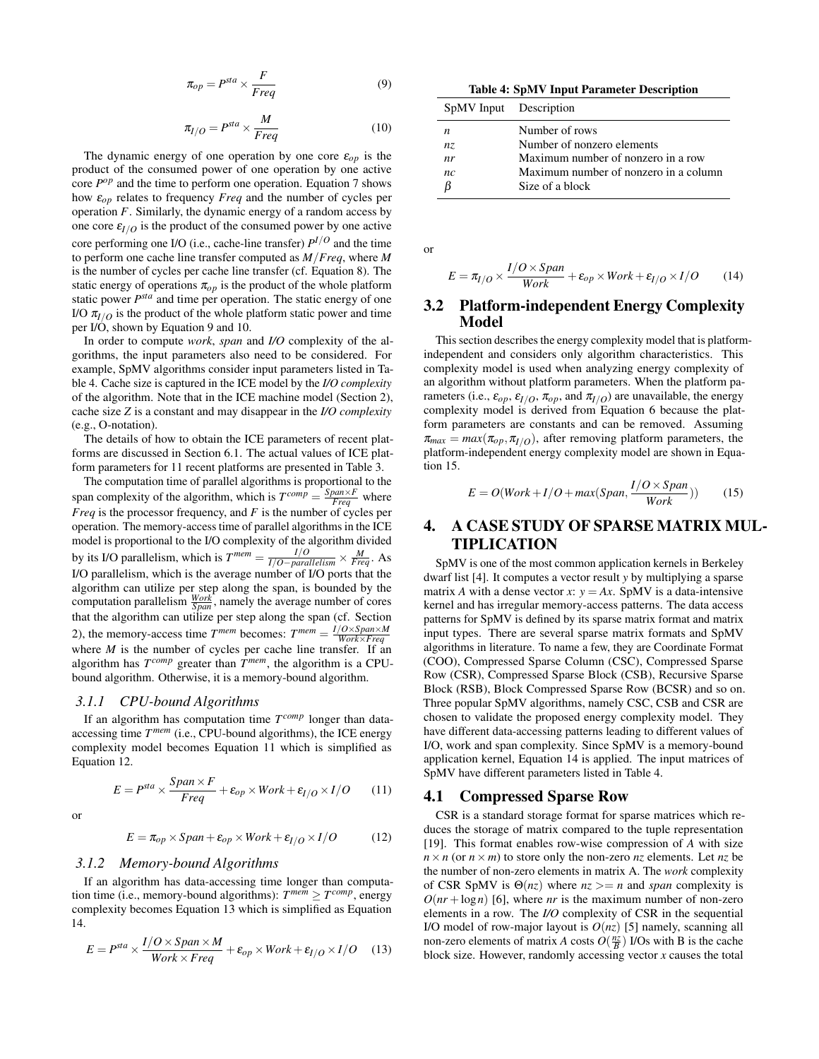$$\pi_{op} = P^{sta} \times \frac{F}{Freq} \tag{9}$$

$$\pi_{I/O} = P^{sta} \times \frac{M}{Freq} \tag{10}$$

The dynamic energy of one operation by one core $\varepsilon_{op}$ is the product of the consumed power of one operation by one active core $P^{op}$ and the time to perform one operation. Equation 7 shows how $\varepsilon_{op}$ relates to frequency *Freq* and the number of cycles per operation *F*. Similarly, the dynamic energy of a random access by one core $\varepsilon_{I/O}$ is the product of the consumed power by one active core performing one I/O (i.e., cache-line transfer) $P^{I/O}$ and the time to perform one cache line transfer computed as $M/Freq$, where *M* is the number of cycles per cache line transfer (cf. Equation 8). The static energy of operations $\pi_{op}$ is the product of the whole platform static power $P^{sta}$ and time per operation. The static energy of one I/O $\pi_{I/O}$ is the product of the whole platform static power and time per I/O, shown by Equation 9 and 10.

In order to compute *work*, *span* and *I/O* complexity of the algorithms, the input parameters also need to be considered. For example, SpMV algorithms consider input parameters listed in Table 4. Cache size is captured in the ICE model by the *I/O complexity* of the algorithm. Note that in the ICE machine model (Section 2), cache size *Z* is a constant and may disappear in the *I/O complexity* (e.g., O-notation).

The details of how to obtain the ICE parameters of recent platforms are discussed in Section 6.1. The actual values of ICE platform parameters for 11 recent platforms are presented in Table 3.

The computation time of parallel algorithms is proportional to the span complexity of the algorithm, which is $T^{comp} = \frac{Span \times F}{Freq}$ where *Freq* is the processor frequency, and *F* is the number of cycles per operation. The memory-access time of parallel algorithms in the ICE model is proportional to the I/O complexity of the algorithm divided by its I/O parallelism, which is $T^{mem} = \frac{I/O}{I/O-parallelism} \times \frac{M}{Freq}$. As I/O parallelism, which is the average number of I/O ports that the algorithm can utilize per step along the span, is bounded by the computation parallelism $\frac{Work}{Span}$, namely the average number of cores that the algorithm can utilize per step along the span (cf. Section 2), the memory-access time $T^{mem}$ becomes: $T^{mem} = \frac{I/O \times Span \times M}{Work \times Freq}$ where *M* is the number of cycles per cache line transfer. If an algorithm has $T^{comp}$ greater than $T^{mem}$, the algorithm is a CPU-bound algorithm. Otherwise, it is a memory-bound algorithm.

### 3.1.1 CPU-bound Algorithms

If an algorithm has computation time $T^{comp}$ longer than data-accessing time $T^{mem}$ (i.e., CPU-bound algorithms), the ICE energy complexity model becomes Equation 11 which is simplified as Equation 12.

$$E = P^{sta} \times \frac{Span \times F}{Freq} + \varepsilon_{op} \times Work + \varepsilon_{I/O} \times I/O \tag{11}$$

or

$$E = \pi_{op} \times Span + \varepsilon_{op} \times Work + \varepsilon_{I/O} \times I/O \tag{12}$$

### 3.1.2 Memory-bound Algorithms

If an algorithm has data-accessing time longer than computation time (i.e., memory-bound algorithms): $T^{mem} \geq T^{comp}$, energy complexity becomes Equation 13 which is simplified as Equation 14.

$$E = P^{sta} \times \frac{I/O \times Span \times M}{Work \times Freq} + \varepsilon_{op} \times Work + \varepsilon_{I/O} \times I/O \tag{13}$$

**Table 4: SpMV Input Parameter Description**

| SpMV Input | Description |
|---|---|
| $n$ | Number of rows |
| $nz$ | Number of nonzero elements |
| $nr$ | Maximum number of nonzero in a row |
| $nc$ | Maximum number of nonzero in a column |
| $\beta$ | Size of a block |

or

$$E = \pi_{I/O} \times \frac{I/O \times Span}{Work} + \varepsilon_{op} \times Work + \varepsilon_{I/O} \times I/O \tag{14}$$

## 3.2 Platform-independent Energy Complexity Model

This section describes the energy complexity model that is platform-independent and considers only algorithm characteristics. This complexity model is used when analyzing energy complexity of an algorithm without platform parameters. When the platform parameters (i.e., $\varepsilon_{op}$, $\varepsilon_{I/O}$, $\pi_{op}$, and $\pi_{I/O}$) are unavailable, the energy complexity model is derived from Equation 6 because the platform parameters are constants and can be removed. Assuming $\pi_{max} = max(\pi_{op}, \pi_{I/O})$, after removing platform parameters, the platform-independent energy complexity model are shown in Equation 15.

$$E = O(Work + I/O + max(Span, \frac{I/O \times Span}{Work})) \tag{15}$$

# 4. A CASE STUDY OF SPARSE MATRIX MULTIPLICATION

SpMV is one of the most common application kernels in Berkeley dwarf list [4]. It computes a vector result *y* by multiplying a sparse matrix *A* with a dense vector *x*: $y = Ax$. SpMV is a data-intensive kernel and has irregular memory-access patterns. The data access patterns for SpMV is defined by its sparse matrix format and matrix input types. There are several sparse matrix formats and SpMV algorithms in literature. To name a few, they are Coordinate Format (COO), Compressed Sparse Column (CSC), Compressed Sparse Row (CSR), Compressed Sparse Block (CSB), Recursive Sparse Block (RSB), Block Compressed Sparse Row (BCSR) and so on. Three popular SpMV algorithms, namely CSC, CSB and CSR are chosen to validate the proposed energy complexity model. They have different data-accessing patterns leading to different values of I/O, work and span complexity. Since SpMV is a memory-bound application kernel, Equation 14 is applied. The input matrices of SpMV have different parameters listed in Table 4.

## 4.1 Compressed Sparse Row

CSR is a standard storage format for sparse matrices which reduces the storage of matrix compared to the tuple representation [19]. This format enables row-wise compression of *A* with size $n \times n$ (or $n \times m$) to store only the non-zero *nz* elements. Let *nz* be the number of non-zero elements in matrix A. The *work* complexity of CSR SpMV is $\Theta(nz)$ where $nz >= n$ and *span* complexity is $O(nr + \log n)$ [6], where *nr* is the maximum number of non-zero elements in a row. The *I/O* complexity of CSR in the sequential I/O model of row-major layout is $O(nz)$ [5] namely, scanning all non-zero elements of matrix *A* costs $O(\frac{nz}{B})$ I/Os with B is the cache block size. However, randomly accessing vector *x* causes the total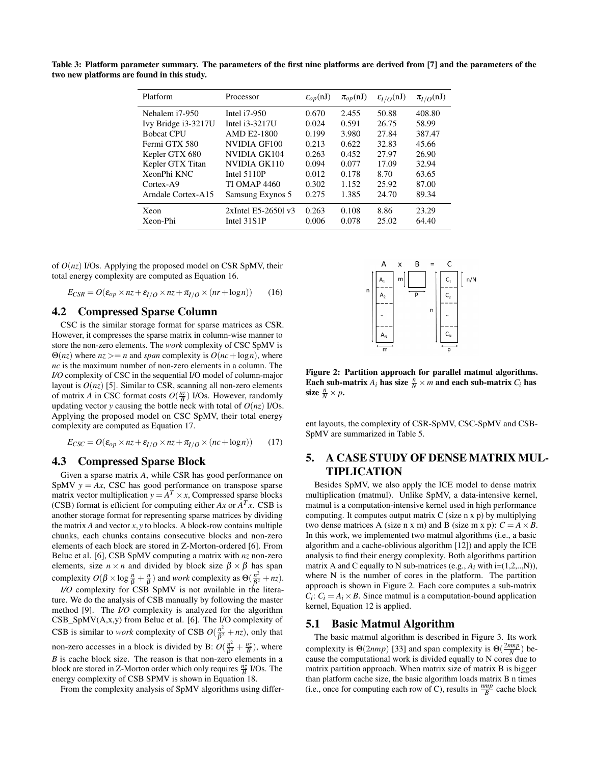Table 3: Platform parameter summary. The parameters of the first nine platforms are derived from [7] and the parameters of the two new platforms are found in this study.

| Platform | Processor | $\varepsilon_{op}$(nJ) | $\pi_{op}$(nJ) | $\varepsilon_{I/O}$(nJ) | $\pi_{I/O}$(nJ) |
|---|---|---|---|---|---|
| Nehalem i7-950 | Intel i7-950 | 0.670 | 2.455 | 50.88 | 408.80 |
| Ivy Bridge i3-3217U | Intel i3-3217U | 0.024 | 0.591 | 26.75 | 58.99 |
| Bobcat CPU | AMD E2-1800 | 0.199 | 3.980 | 27.84 | 387.47 |
| Fermi GTX 580 | NVIDIA GF100 | 0.213 | 0.622 | 32.83 | 45.66 |
| Kepler GTX 680 | NVIDIA GK104 | 0.263 | 0.452 | 27.97 | 26.90 |
| Kepler GTX Titan | NVIDIA GK110 | 0.094 | 0.077 | 17.09 | 32.94 |
| XeonPhi KNC | Intel 5110P | 0.012 | 0.178 | 8.70 | 63.65 |
| Cortex-A9 | TI OMAP 4460 | 0.302 | 1.152 | 25.92 | 87.00 |
| Arndale Cortex-A15 | Samsung Exynos 5 | 0.275 | 1.385 | 24.70 | 89.34 |
| Xeon | 2xIntel E5-2650l v3 | 0.263 | 0.108 | 8.86 | 23.29 |
| Xeon-Phi | Intel 31S1P | 0.006 | 0.078 | 25.02 | 64.40 |

of $O(nz)$ I/Os. Applying the proposed model on CSR SpMV, their total energy complexity are computed as Equation 16.

$$E_{CSR} = O(\varepsilon_{op} \times nz + \varepsilon_{I/O} \times nz + \pi_{I/O} \times (nr + \log n)) \qquad (16)$$

## 4.2 Compressed Sparse Column

CSC is the similar storage format for sparse matrices as CSR. However, it compresses the sparse matrix in column-wise manner to store the non-zero elements. The *work* complexity of CSC SpMV is $\Theta(nz)$ where $nz >= n$ and *span* complexity is $O(nc + \log n)$, where *nc* is the maximum number of non-zero elements in a column. The *I/O* complexity of CSC in the sequential I/O model of column-major layout is $O(nz)$ [5]. Similar to CSR, scanning all non-zero elements of matrix *A* in CSC format costs $O(\frac{nz}{B})$ I/Os. However, randomly updating vector *y* causing the bottle neck with total of $O(nz)$ I/Os. Applying the proposed model on CSC SpMV, their total energy complexity are computed as Equation 17.

$$E_{CSC} = O(\varepsilon_{op} \times nz + \varepsilon_{I/O} \times nz + \pi_{I/O} \times (nc + \log n)) \qquad (17)$$

## 4.3 Compressed Sparse Block

Given a sparse matrix *A*, while CSR has good performance on SpMV $y = Ax$, CSC has good performance on transpose sparse matrix vector multiplication $y = A^T \times x$, Compressed sparse blocks (CSB) format is efficient for computing either $Ax$ or $A^T x$. CSB is another storage format for representing sparse matrices by dividing the matrix *A* and vector $x, y$ to blocks. A block-row contains multiple chunks, each chunks contains consecutive blocks and non-zero elements of each block are stored in Z-Morton-ordered [6]. From Beluc et al. [6], CSB SpMV computing a matrix with *nz* non-zero elements, size $n \times n$ and divided by block size $\beta \times \beta$ has span complexity $O(\beta \times \log \frac{n}{\beta} + \frac{n}{\beta})$ and *work* complexity as $\Theta(\frac{n^2}{\beta^2} + nz)$.

*I/O* complexity for CSB SpMV is not available in the literature. We do the analysis of CSB manually by following the master method [9]. The *I/O* complexity is analyzed for the algorithm CSB_SpMV(A,x,y) from Beluc et al. [6]. The I/O complexity of CSB is similar to *work* complexity of CSB $O(\frac{n^2}{\beta^2} + nz)$, only that non-zero accesses in a block is divided by B: $O(\frac{n^2}{\beta^2} + \frac{nz}{B})$, where *B* is cache block size. The reason is that non-zero elements in a block are stored in Z-Morton order which only requires $\frac{nz}{B}$ I/Os. The energy complexity of CSB SPMV is shown in Equation 18.

From the complexity analysis of SpMV algorithms using different layouts, the complexity of CSR-SpMV, CSC-SpMV and CSB-SpMV are summarized in Table 5.

**Figure 2: Partition approach for parallel matmul algorithms. Each sub-matrix $A_i$ has size $\frac{n}{N} \times m$ and each sub-matrix $C_i$ has size $\frac{n}{N} \times p$.**

# 5. A CASE STUDY OF DENSE MATRIX MULTIPLICATION

Besides SpMV, we also apply the ICE model to dense matrix multiplication (matmul). Unlike SpMV, a data-intensive kernel, matmul is a computation-intensive kernel used in high performance computing. It computes output matrix C (size n x p) by multiplying two dense matrices A (size n x m) and B (size m x p): $C = A \times B$. In this work, we implemented two matmul algorithms (i.e., a basic algorithm and a cache-oblivious algorithm [12]) and apply the ICE analysis to find their energy complexity. Both algorithms partition matrix A and C equally to N sub-matrices (e.g., $A_i$ with i=(1,2,..,N)), where N is the number of cores in the platform. The partition approach is shown in Figure 2. Each core computes a sub-matrix $C_i$: $C_i = A_i \times B$. Since matmul is a computation-bound application kernel, Equation 12 is applied.

## 5.1 Basic Matmul Algorithm

The basic matmul algorithm is described in Figure 3. Its work complexity is $\Theta(2nmp)$ [33] and span complexity is $\Theta(\frac{2nmp}{N})$ because the computational work is divided equally to N cores due to matrix partition approach. When matrix size of matrix B is bigger than platform cache size, the basic algorithm loads matrix B n times (i.e., once for computing each row of C), results in $\frac{nmp}{B}$ cache block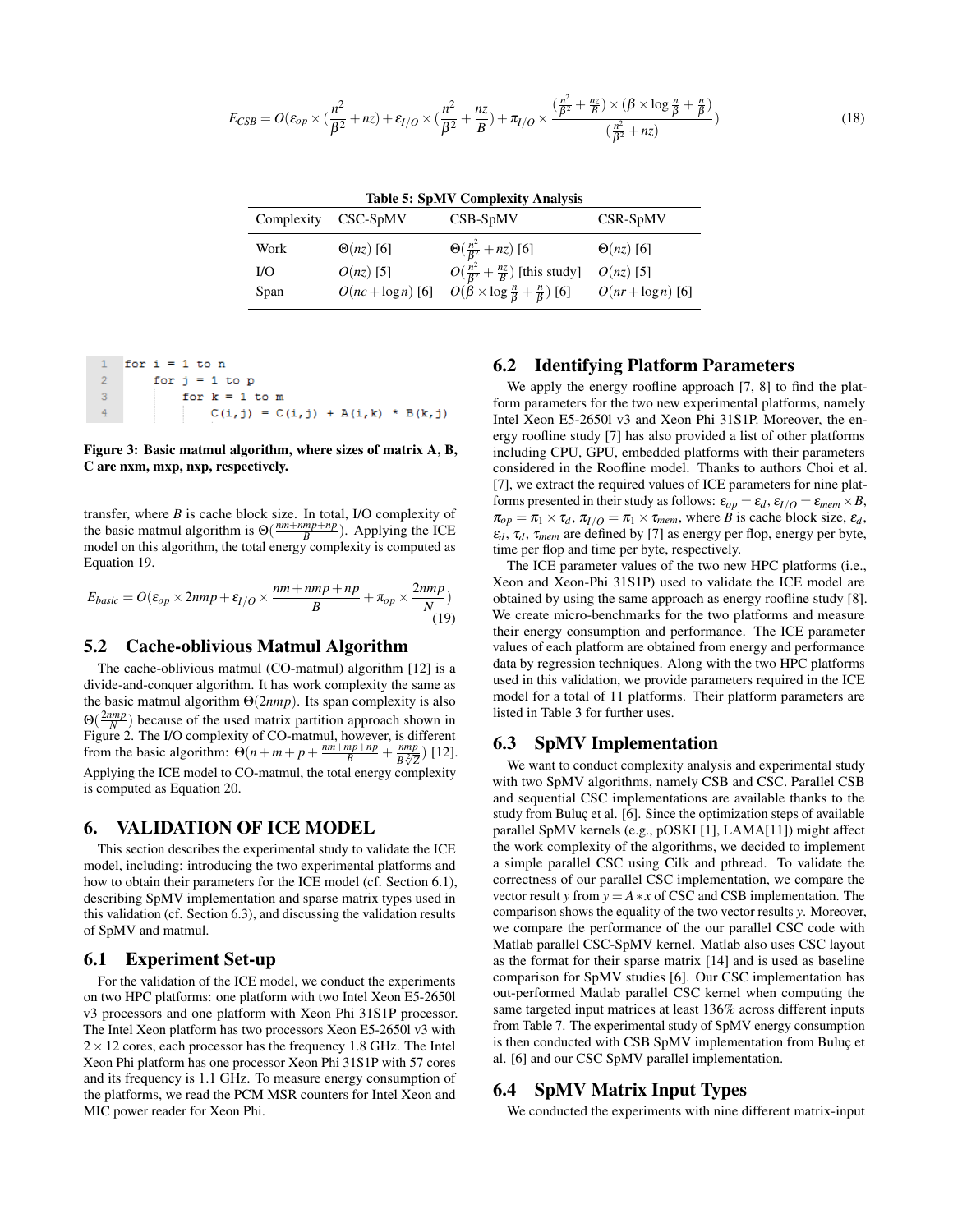$$E_{CSB} = O(\varepsilon_{op} \times (\frac{n^2}{\beta^2} + nz) + \varepsilon_{I/O} \times (\frac{n^2}{\beta^2} + \frac{nz}{B}) + \pi_{I/O} \times \frac{(\frac{n^2}{\beta^2} + \frac{nz}{B}) \times (\beta \times \log \frac{n}{\beta} + \frac{n}{\beta})}{(\frac{n^2}{\beta^2} + nz)}) \tag{18}$$

**Table 5: SpMV Complexity Analysis**

| Complexity | CSC-SpMV | CSB-SpMV | CSR-SpMV |
|---|---|---|---|
| Work | $\Theta(nz)$ [6] | $\Theta(\frac{n^2}{\beta^2} + nz)$ [6] | $\Theta(nz)$ [6] |
| I/O | $O(nz)$ [5] | $O(\frac{n^2}{\beta^2} + \frac{nz}{B})$ [this study] | $O(nz)$ [5] |
| Span | $O(nc + \log n)$ [6] | $O(\beta \times \log \frac{n}{\beta} + \frac{n}{\beta})$ [6] | $O(nr + \log n)$ [6] |

```
1  for i = 1 to n
2      for j = 1 to p
3          for k = 1 to m
4              C(i,j) = C(i,j) + A(i,k) * B(k,j)
```

**Figure 3: Basic matmul algorithm, where sizes of matrix A, B, C are nxm, mxp, nxp, respectively.**

transfer, where $B$ is cache block size. In total, I/O complexity of the basic matmul algorithm is $\Theta(\frac{nm+nmp+np}{B})$. Applying the ICE model on this algorithm, the total energy complexity is computed as Equation 19.

$$E_{basic} = O(\varepsilon_{op} \times 2nmp + \varepsilon_{I/O} \times \frac{nm+nmp+np}{B} + \pi_{op} \times \frac{2nmp}{N}) \tag{19}$$

## 5.2 Cache-oblivious Matmul Algorithm

The cache-oblivious matmul (CO-matmul) algorithm [12] is a divide-and-conquer algorithm. It has work complexity the same as the basic matmul algorithm $\Theta(2nmp)$. Its span complexity is also $\Theta(\frac{2nmp}{N})$ because of the used matrix partition approach shown in Figure 2. The I/O complexity of CO-matmul, however, is different from the basic algorithm: $\Theta(n+m+p+\frac{nm+nmp+np}{B}+\frac{nmp}{B\sqrt[2]{Z}})$ [12]. Applying the ICE model to CO-matmul, the total energy complexity is computed as Equation 20.

# 6. VALIDATION OF ICE MODEL

This section describes the experimental study to validate the ICE model, including: introducing the two experimental platforms and how to obtain their parameters for the ICE model (cf. Section 6.1), describing SpMV implementation and sparse matrix types used in this validation (cf. Section 6.3), and discussing the validation results of SpMV and matmul.

## 6.1 Experiment Set-up

For the validation of the ICE model, we conduct the experiments on two HPC platforms: one platform with two Intel Xeon E5-2650l v3 processors and one platform with Xeon Phi 31S1P processor. The Intel Xeon platform has two processors Xeon E5-2650l v3 with $2 \times 12$ cores, each processor has the frequency 1.8 GHz. The Intel Xeon Phi platform has one processor Xeon Phi 31S1P with 57 cores and its frequency is 1.1 GHz. To measure energy consumption of the platforms, we read the PCM MSR counters for Intel Xeon and MIC power reader for Xeon Phi.

## 6.2 Identifying Platform Parameters

We apply the energy roofline approach [7, 8] to find the platform parameters for the two new experimental platforms, namely Intel Xeon E5-2650l v3 and Xeon Phi 31S1P. Moreover, the energy roofline study [7] has also provided a list of other platforms including CPU, GPU, embedded platforms with their parameters considered in the Roofline model. Thanks to authors Choi et al. [7], we extract the required values of ICE parameters for nine platforms presented in their study as follows: $\varepsilon_{op} = \varepsilon_d$, $\varepsilon_{I/O} = \varepsilon_{mem} \times B$, $\pi_{op} = \pi_1 \times \tau_d$, $\pi_{I/O} = \pi_1 \times \tau_{mem}$, where $B$ is cache block size, $\varepsilon_d$, $\varepsilon_d$, $\tau_d$, $\tau_{mem}$ are defined by [7] as energy per flop, energy per byte, time per flop and time per byte, respectively.

The ICE parameter values of the two new HPC platforms (i.e., Xeon and Xeon-Phi 31S1P) used to validate the ICE model are obtained by using the same approach as energy roofline study [8]. We create micro-benchmarks for the two platforms and measure their energy consumption and performance. The ICE parameter values of each platform are obtained from energy and performance data by regression techniques. Along with the two HPC platforms used in this validation, we provide parameters required in the ICE model for a total of 11 platforms. Their platform parameters are listed in Table 3 for further uses.

## 6.3 SpMV Implementation

We want to conduct complexity analysis and experimental study with two SpMV algorithms, namely CSB and CSC. Parallel CSB and sequential CSC implementations are available thanks to the study from Buluç et al. [6]. Since the optimization steps of available parallel SpMV kernels (e.g., pOSKI [1], LAMA[11]) might affect the work complexity of the algorithms, we decided to implement a simple parallel CSC using Cilk and pthread. To validate the correctness of our parallel CSC implementation, we compare the vector result $y$ from $y = A * x$ of CSC and CSB implementation. The comparison shows the equality of the two vector results $y$. Moreover, we compare the performance of the our parallel CSC code with Matlab parallel CSC-SpMV kernel. Matlab also uses CSC layout as the format for their sparse matrix [14] and is used as baseline comparison for SpMV studies [6]. Our CSC implementation has out-performed Matlab parallel CSC kernel when computing the same targeted input matrices at least 136% across different inputs from Table 7. The experimental study of SpMV energy consumption is then conducted with CSB SpMV implementation from Buluç et al. [6] and our CSC SpMV parallel implementation.

## 6.4 SpMV Matrix Input Types

We conducted the experiments with nine different matrix-input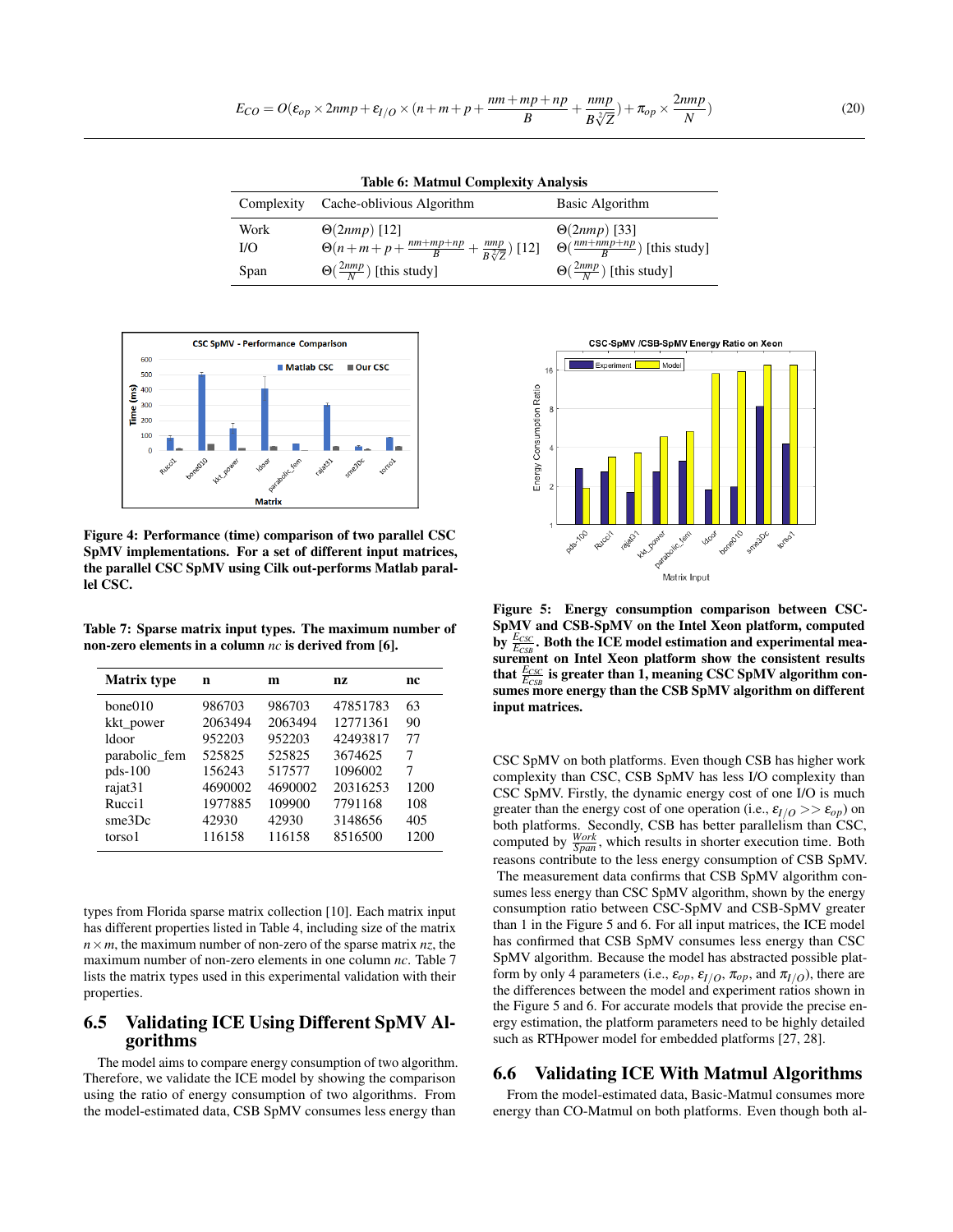$$E_{CO} = O(\varepsilon_{op} \times 2nmp + \varepsilon_{I/O} \times (n+m+p+\frac{nm+mp+np}{B}+\frac{nmp}{B\sqrt[2]{Z}}) + \pi_{op} \times \frac{2nmp}{N}) \tag{20}$$

**Table 6: Matmul Complexity Analysis**

| Complexity | Cache-oblivious Algorithm | Basic Algorithm |
|---|---|---|
| Work | $\Theta(2nmp)$ [12] | $\Theta(2nmp)$ [33] |
| I/O | $\Theta(n+m+p+\frac{nm+mp+np}{B}+\frac{nmp}{B\sqrt[2]{Z}})$ [12] | $\Theta(\frac{nm+nmp+np}{B})$ [this study] |
| Span | $\Theta(\frac{2nmp}{N})$ [this study] | $\Theta(\frac{2nmp}{N})$ [this study] |

**Figure 4: Performance (time) comparison of two parallel CSC SpMV implementations. For a set of different input matrices, the parallel CSC SpMV using Cilk out-performs Matlab parallel CSC.**

**Table 7: Sparse matrix input types. The maximum number of non-zero elements in a column $nc$ is derived from [6].**

| Matrix type | n | m | nz | nc |
|---|---|---|---|---|
| bone010 | 986703 | 986703 | 47851783 | 63 |
| kkt_power | 2063494 | 2063494 | 12771361 | 90 |
| ldoor | 952203 | 952203 | 42493817 | 77 |
| parabolic_fem | 525825 | 525825 | 3674625 | 7 |
| pds-100 | 156243 | 517577 | 1096002 | 7 |
| rajat31 | 4690002 | 4690002 | 20316253 | 1200 |
| Rucci1 | 1977885 | 109900 | 7791168 | 108 |
| sme3Dc | 42930 | 42930 | 3148656 | 405 |
| torso1 | 116158 | 116158 | 8516500 | 1200 |

types from Florida sparse matrix collection [10]. Each matrix input has different properties listed in Table 4, including size of the matrix $n \times m$, the maximum number of non-zero of the sparse matrix $nz$, the maximum number of non-zero elements in one column $nc$. Table 7 lists the matrix types used in this experimental validation with their properties.

## 6.5 Validating ICE Using Different SpMV Algorithms

The model aims to compare energy consumption of two algorithm. Therefore, we validate the ICE model by showing the comparison using the ratio of energy consumption of two algorithms. From the model-estimated data, CSB SpMV consumes less energy than CSC SpMV on both platforms. Even though CSB has higher work complexity than CSC, CSB SpMV has less I/O complexity than CSC SpMV. Firstly, the dynamic energy cost of one I/O is much greater than the energy cost of one operation (i.e., $\varepsilon_{I/O} >> \varepsilon_{op}$) on both platforms. Secondly, CSB has better parallelism than CSC, computed by $\frac{Work}{Span}$, which results in shorter execution time. Both reasons contribute to the less energy consumption of CSB SpMV.

**Figure 5: Energy consumption comparison between CSC-SpMV and CSB-SpMV on the Intel Xeon platform, computed by $\frac{E_{CSC}}{E_{CSB}}$. Both the ICE model estimation and experimental measurement on Intel Xeon platform show the consistent results that $\frac{E_{CSC}}{E_{CSB}}$ is greater than 1, meaning CSC SpMV algorithm consumes more energy than the CSB SpMV algorithm on different input matrices.**

The measurement data confirms that CSB SpMV algorithm consumes less energy than CSC SpMV algorithm, shown by the energy consumption ratio between CSC-SpMV and CSB-SpMV greater than 1 in the Figure 5 and 6. For all input matrices, the ICE model has confirmed that CSB SpMV consumes less energy than CSC SpMV algorithm. Because the model has abstracted possible platform by only 4 parameters (i.e., $\varepsilon_{op}$, $\varepsilon_{I/O}$, $\pi_{op}$, and $\pi_{I/O}$), there are the differences between the model and experiment ratios shown in the Figure 5 and 6. For accurate models that provide the precise energy estimation, the platform parameters need to be highly detailed such as RTHpower model for embedded platforms [27, 28].

## 6.6 Validating ICE With Matmul Algorithms

From the model-estimated data, Basic-Matmul consumes more energy than CO-Matmul on both platforms. Even though both al-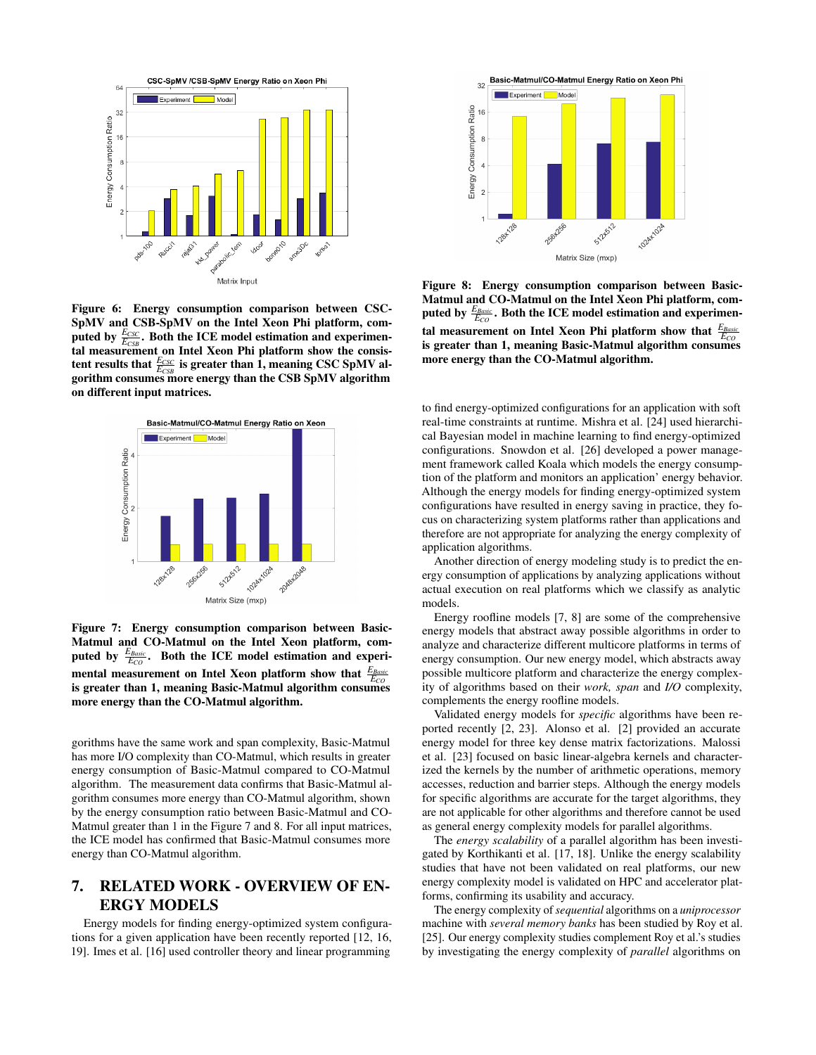**Figure 6: Energy consumption comparison between CSC-SpMV and CSB-SpMV on the Intel Xeon Phi platform, computed by $\frac{E_{CSC}}{E_{CSB}}$. Both the ICE model estimation and experimental measurement on Intel Xeon Phi platform show the consistent results that $\frac{E_{CSC}}{E_{CSB}}$ is greater than 1, meaning CSC SpMV algorithm consumes more energy than the CSB SpMV algorithm on different input matrices.**

**Figure 7: Energy consumption comparison between Basic-Matmul and CO-Matmul on the Intel Xeon platform, computed by $\frac{E_{Basic}}{E_{CO}}$. Both the ICE model estimation and experimental measurement on Intel Xeon platform show that $\frac{E_{Basic}}{E_{CO}}$ is greater than 1, meaning Basic-Matmul algorithm consumes more energy than the CO-Matmul algorithm.**

gorithms have the same work and span complexity, Basic-Matmul has more I/O complexity than CO-Matmul, which results in greater energy consumption of Basic-Matmul compared to CO-Matmul algorithm. The measurement data confirms that Basic-Matmul algorithm consumes more energy than CO-Matmul algorithm, shown by the energy consumption ratio between Basic-Matmul and CO-Matmul greater than 1 in the Figure 7 and 8. For all input matrices, the ICE model has confirmed that Basic-Matmul consumes more energy than CO-Matmul algorithm.

## 7. RELATED WORK - OVERVIEW OF ENERGY MODELS

Energy models for finding energy-optimized system configurations for a given application have been recently reported [12, 16, 19]. Imes et al. [16] used controller theory and linear programming

**Figure 8: Energy consumption comparison between Basic-Matmul and CO-Matmul on the Intel Xeon Phi platform, computed by $\frac{E_{Basic}}{E_{CO}}$. Both the ICE model estimation and experimental measurement on Intel Xeon Phi platform show that $\frac{E_{Basic}}{E_{CO}}$ is greater than 1, meaning Basic-Matmul algorithm consumes more energy than the CO-Matmul algorithm.**

to find energy-optimized configurations for an application with soft real-time constraints at runtime. Mishra et al. [24] used hierarchical Bayesian model in machine learning to find energy-optimized configurations. Snowdon et al. [26] developed a power management framework called Koala which models the energy consumption of the platform and monitors an application' energy behavior. Although the energy models for finding energy-optimized system configurations have resulted in energy saving in practice, they focus on characterizing system platforms rather than applications and therefore are not appropriate for analyzing the energy complexity of application algorithms.

Another direction of energy modeling study is to predict the energy consumption of applications by analyzing application algorithms without actual execution on real platforms which we classify as analytic models.

Energy roofline models [7, 8] are some of the comprehensive energy models that abstract away possible algorithms in order to analyze and characterize different multicore platforms in terms of energy consumption. Our new energy model, which abstracts away possible multicore platform and characterize the energy complexity of algorithms based on their *work, span* and *I/O* complexity, complements the energy roofline models.

Validated energy models for *specific* algorithms have been reported recently [2, 23]. Alonso et al. [2] provided an accurate energy model for three key dense matrix factorizations. Malossi et al. [23] focused on basic linear-algebra kernels and characterized the kernels by the number of arithmetic operations, memory accesses, reduction and barrier steps. Although the energy models for specific algorithms are accurate for the target algorithms, they are not applicable for other algorithms and therefore cannot be used as general energy complexity models for parallel algorithms.

The *energy scalability* of a parallel algorithm has been investigated by Korthikanti et al. [17, 18]. Unlike the energy scalability studies that have not been validated on real platforms, our new energy complexity model is validated on HPC and accelerator platforms, confirming its usability and accuracy.

The energy complexity of *sequential* algorithms on a *uniprocessor* machine with *several memory banks* has been studied by Roy et al. [25]. Our energy complexity studies complement Roy et al.'s studies by investigating the energy complexity of *parallel* algorithms on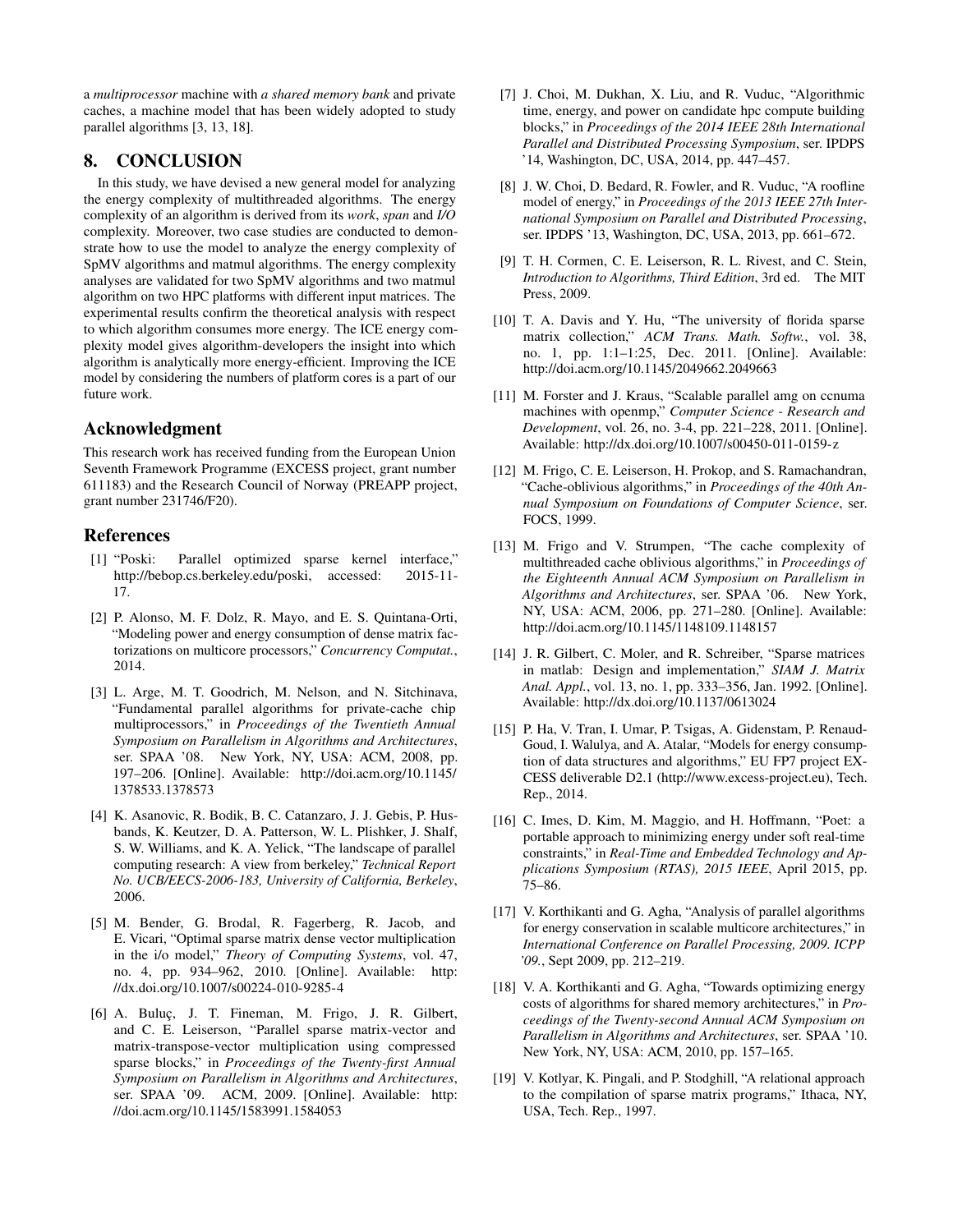a *multiprocessor* machine with *a shared memory bank* and private caches, a machine model that has been widely adopted to study parallel algorithms [3, 13, 18].

# 8. CONCLUSION

In this study, we have devised a new general model for analyzing the energy complexity of multithreaded algorithms. The energy complexity of an algorithm is derived from its *work*, *span* and *I/O* complexity. Moreover, two case studies are conducted to demonstrate how to use the model to analyze the energy complexity of SpMV algorithms and matmul algorithms. The energy complexity analyses are validated for two SpMV algorithms and two matmul algorithm on two HPC platforms with different input matrices. The experimental results confirm the theoretical analysis with respect to which algorithm consumes more energy. The ICE energy complexity model gives algorithm-developers the insight into which algorithm is analytically more energy-efficient. Improving the ICE model by considering the numbers of platform cores is a part of our future work.

## Acknowledgment

This research work has received funding from the European Union Seventh Framework Programme (EXCESS project, grant number 611183) and the Research Council of Norway (PREAPP project, grant number 231746/F20).

## References

[1] "Poski: Parallel optimized sparse kernel interface," http://bebop.cs.berkeley.edu/poski, accessed: 2015-11-17.

[2] P. Alonso, M. F. Dolz, R. Mayo, and E. S. Quintana-Orti, "Modeling power and energy consumption of dense matrix factorizations on multicore processors," *Concurrency Computat.*, 2014.

[3] L. Arge, M. T. Goodrich, M. Nelson, and N. Sitchinava, "Fundamental parallel algorithms for private-cache chip multiprocessors," in *Proceedings of the Twentieth Annual Symposium on Parallelism in Algorithms and Architectures*, ser. SPAA '08. New York, NY, USA: ACM, 2008, pp. 197–206. [Online]. Available: http://doi.acm.org/10.1145/1378533.1378573

[4] K. Asanovic, R. Bodik, B. C. Catanzaro, J. J. Gebis, P. Husbands, K. Keutzer, D. A. Patterson, W. L. Plishker, J. Shalf, S. W. Williams, and K. A. Yelick, "The landscape of parallel computing research: A view from berkeley," *Technical Report No. UCB/EECS-2006-183, University of California, Berkeley*, 2006.

[5] M. Bender, G. Brodal, R. Fagerberg, R. Jacob, and E. Vicari, "Optimal sparse matrix dense vector multiplication in the i/o model," *Theory of Computing Systems*, vol. 47, no. 4, pp. 934–962, 2010. [Online]. Available: http://dx.doi.org/10.1007/s00224-010-9285-4

[6] A. Buluç, J. T. Fineman, M. Frigo, J. R. Gilbert, and C. E. Leiserson, "Parallel sparse matrix-vector and matrix-transpose-vector multiplication using compressed sparse blocks," in *Proceedings of the Twenty-first Annual Symposium on Parallelism in Algorithms and Architectures*, ser. SPAA '09. ACM, 2009. [Online]. Available: http://doi.acm.org/10.1145/1583991.1584053

[7] J. Choi, M. Dukhan, X. Liu, and R. Vuduc, "Algorithmic time, energy, and power on candidate hpc compute building blocks," in *Proceedings of the 2014 IEEE 28th International Parallel and Distributed Processing Symposium*, ser. IPDPS '14, Washington, DC, USA, 2014, pp. 447–457.

[8] J. W. Choi, D. Bedard, R. Fowler, and R. Vuduc, "A roofline model of energy," in *Proceedings of the 2013 IEEE 27th International Symposium on Parallel and Distributed Processing*, ser. IPDPS '13, Washington, DC, USA, 2013, pp. 661–672.

[9] T. H. Cormen, C. E. Leiserson, R. L. Rivest, and C. Stein, *Introduction to Algorithms, Third Edition*, 3rd ed. The MIT Press, 2009.

[10] T. A. Davis and Y. Hu, "The university of florida sparse matrix collection," *ACM Trans. Math. Softw.*, vol. 38, no. 1, pp. 1:1–1:25, Dec. 2011. [Online]. Available: http://doi.acm.org/10.1145/2049662.2049663

[11] M. Forster and J. Kraus, "Scalable parallel amg on ccnuma machines with openmp," *Computer Science - Research and Development*, vol. 26, no. 3-4, pp. 221–228, 2011. [Online]. Available: http://dx.doi.org/10.1007/s00450-011-0159-z

[12] M. Frigo, C. E. Leiserson, H. Prokop, and S. Ramachandran, "Cache-oblivious algorithms," in *Proceedings of the 40th Annual Symposium on Foundations of Computer Science*, ser. FOCS, 1999.

[13] M. Frigo and V. Strumpen, "The cache complexity of multithreaded cache oblivious algorithms," in *Proceedings of the Eighteenth Annual ACM Symposium on Parallelism in Algorithms and Architectures*, ser. SPAA '06. New York, NY, USA: ACM, 2006, pp. 271–280. [Online]. Available: http://doi.acm.org/10.1145/1148109.1148157

[14] J. R. Gilbert, C. Moler, and R. Schreiber, "Sparse matrices in matlab: Design and implementation," *SIAM J. Matrix Anal. Appl.*, vol. 13, no. 1, pp. 333–356, Jan. 1992. [Online]. Available: http://dx.doi.org/10.1137/0613024

[15] P. Ha, V. Tran, I. Umar, P. Tsigas, A. Gidenstam, P. Renaud-Goud, I. Walulya, and A. Atalar, "Models for energy consumption of data structures and algorithms," EU FP7 project EXCESS deliverable D2.1 (http://www.excess-project.eu), Tech. Rep., 2014.

[16] C. Imes, D. Kim, M. Maggio, and H. Hoffmann, "Poet: a portable approach to minimizing energy under soft real-time constraints," in *Real-Time and Embedded Technology and Applications Symposium (RTAS), 2015 IEEE*, April 2015, pp. 75–86.

[17] V. Korthikanti and G. Agha, "Analysis of parallel algorithms for energy conservation in scalable multicore architectures," in *International Conference on Parallel Processing, 2009. ICPP '09.*, Sept 2009, pp. 212–219.

[18] V. A. Korthikanti and G. Agha, "Towards optimizing energy costs of algorithms for shared memory architectures," in *Proceedings of the Twenty-second Annual ACM Symposium on Parallelism in Algorithms and Architectures*, ser. SPAA '10. New York, NY, USA: ACM, 2010, pp. 157–165.

[19] V. Kotlyar, K. Pingali, and P. Stodghill, "A relational approach to the compilation of sparse matrix programs," Ithaca, NY, USA, Tech. Rep., 1997.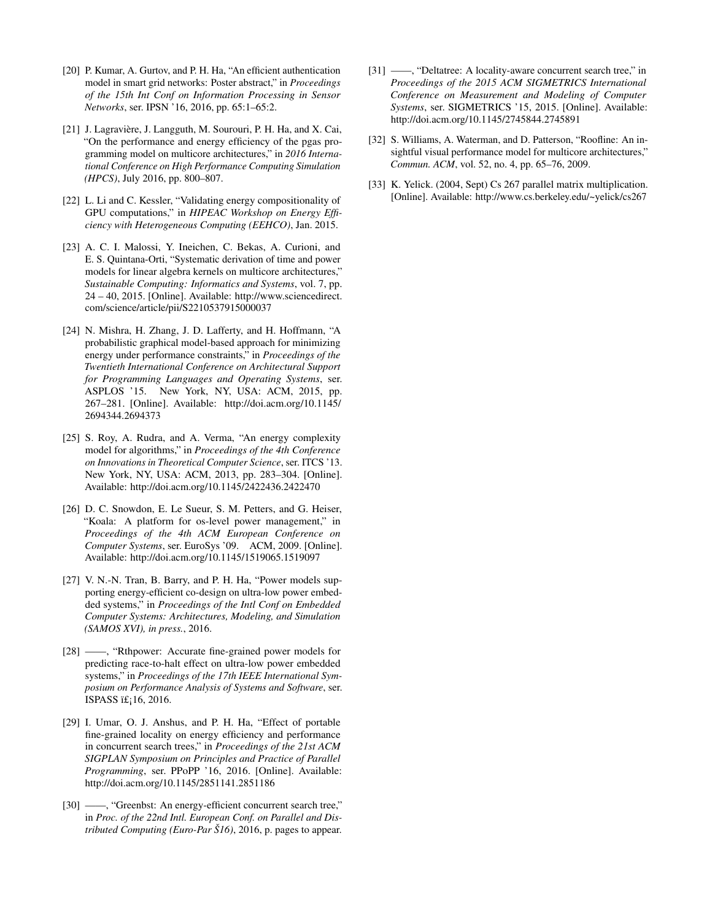[20] P. Kumar, A. Gurtov, and P. H. Ha, "An efficient authentication model in smart grid networks: Poster abstract," in *Proceedings of the 15th Int Conf on Information Processing in Sensor Networks*, ser. IPSN '16, 2016, pp. 65:1–65:2.

[21] J. Lagravière, J. Langguth, M. Sourouri, P. H. Ha, and X. Cai, "On the performance and energy efficiency of the pgas programming model on multicore architectures," in *2016 International Conference on High Performance Computing Simulation (HPCS)*, July 2016, pp. 800–807.

[22] L. Li and C. Kessler, "Validating energy compositionality of GPU computations," in *HIPEAC Workshop on Energy Efficiency with Heterogeneous Computing (EEHCO)*, Jan. 2015.

[23] A. C. I. Malossi, Y. Ineichen, C. Bekas, A. Curioni, and E. S. Quintana-Orti, "Systematic derivation of time and power models for linear algebra kernels on multicore architectures," *Sustainable Computing: Informatics and Systems*, vol. 7, pp. 24 – 40, 2015. [Online]. Available: http://www.sciencedirect.com/science/article/pii/S2210537915000037

[24] N. Mishra, H. Zhang, J. D. Lafferty, and H. Hoffmann, "A probabilistic graphical model-based approach for minimizing energy under performance constraints," in *Proceedings of the Twentieth International Conference on Architectural Support for Programming Languages and Operating Systems*, ser. ASPLOS '15. New York, NY, USA: ACM, 2015, pp. 267–281. [Online]. Available: http://doi.acm.org/10.1145/2694344.2694373

[25] S. Roy, A. Rudra, and A. Verma, "An energy complexity model for algorithms," in *Proceedings of the 4th Conference on Innovations in Theoretical Computer Science*, ser. ITCS '13. New York, NY, USA: ACM, 2013, pp. 283–304. [Online]. Available: http://doi.acm.org/10.1145/2422436.2422470

[26] D. C. Snowdon, E. Le Sueur, S. M. Petters, and G. Heiser, "Koala: A platform for os-level power management," in *Proceedings of the 4th ACM European Conference on Computer Systems*, ser. EuroSys '09. ACM, 2009. [Online]. Available: http://doi.acm.org/10.1145/1519065.1519097

[27] V. N.-N. Tran, B. Barry, and P. H. Ha, "Power models supporting energy-efficient co-design on ultra-low power embedded systems," in *Proceedings of the Intl Conf on Embedded Computer Systems: Architectures, Modeling, and Simulation (SAMOS XVI), in press.*, 2016.

[28] ——, "Rthpower: Accurate fine-grained power models for predicting race-to-halt effect on ultra-low power embedded systems," in *Proceedings of the 17th IEEE International Symposium on Performance Analysis of Systems and Software*, ser. ISPASS ï£¡16, 2016.

[29] I. Umar, O. J. Anshus, and P. H. Ha, "Effect of portable fine-grained locality on energy efficiency and performance in concurrent search trees," in *Proceedings of the 21st ACM SIGPLAN Symposium on Principles and Practice of Parallel Programming*, ser. PPoPP '16, 2016. [Online]. Available: http://doi.acm.org/10.1145/2851141.2851186

[30] ——, "Greenbst: An energy-efficient concurrent search tree," in *Proc. of the 22nd Intl. European Conf. on Parallel and Distributed Computing (Euro-Par Š16)*, 2016, p. pages to appear.

[31] ——, "Deltatree: A locality-aware concurrent search tree," in *Proceedings of the 2015 ACM SIGMETRICS International Conference on Measurement and Modeling of Computer Systems*, ser. SIGMETRICS '15, 2015. [Online]. Available: http://doi.acm.org/10.1145/2745844.2745891

[32] S. Williams, A. Waterman, and D. Patterson, "Roofline: An insightful visual performance model for multicore architectures," *Commun. ACM*, vol. 52, no. 4, pp. 65–76, 2009.

[33] K. Yelick. (2004, Sept) Cs 267 parallel matrix multiplication. [Online]. Available: http://www.cs.berkeley.edu/~yelick/cs267